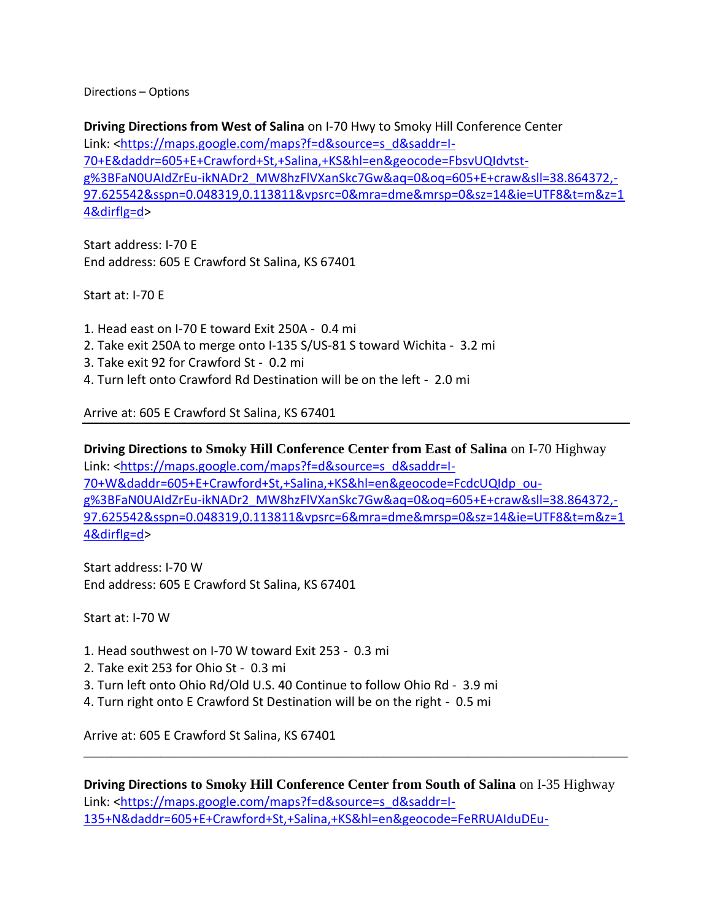Directions – Options

**Driving Directions from West of Salina** on I-70 Hwy to Smoky Hill Conference Center
Link: <https://maps.google.com/maps?f=d&source=s_d&saddr=I-70+E&daddr=605+E+Crawford+St,+Salina,+KS&hl=en&geocode=FbsvUQIdvtst-g%3BFaN0UAIdZrEu-ikNADr2_MW8hzFlVXanSkc7Gw&aq=0&oq=605+E+craw&sll=38.864372,-97.625542&sspn=0.048319,0.113811&vpsrc=0&mra=dme&mrsp=0&sz=14&ie=UTF8&t=m&z=14&dirflg=d>

Start address: I-70 E
End address: 605 E Crawford St Salina, KS 67401

Start at: I-70 E

1. Head east on I-70 E toward Exit 250A - 0.4 mi
2. Take exit 250A to merge onto I-135 S/US-81 S toward Wichita - 3.2 mi
3. Take exit 92 for Crawford St - 0.2 mi
4. Turn left onto Crawford Rd Destination will be on the left - 2.0 mi

Arrive at: 605 E Crawford St Salina, KS 67401

---

**Driving Directions to Smoky Hill Conference Center from East of Salina** on I-70 Highway
Link: <https://maps.google.com/maps?f=d&source=s_d&saddr=I-70+W&daddr=605+E+Crawford+St,+Salina,+KS&hl=en&geocode=FcdcUQIdp_ou-g%3BFaN0UAIdZrEu-ikNADr2_MW8hzFlVXanSkc7Gw&aq=0&oq=605+E+craw&sll=38.864372,-97.625542&sspn=0.048319,0.113811&vpsrc=6&mra=dme&mrsp=0&sz=14&ie=UTF8&t=m&z=14&dirflg=d>

Start address: I-70 W
End address: 605 E Crawford St Salina, KS 67401

Start at: I-70 W

1. Head southwest on I-70 W toward Exit 253 - 0.3 mi
2. Take exit 253 for Ohio St - 0.3 mi
3. Turn left onto Ohio Rd/Old U.S. 40 Continue to follow Ohio Rd - 3.9 mi
4. Turn right onto E Crawford St Destination will be on the right - 0.5 mi

Arrive at: 605 E Crawford St Salina, KS 67401

---

**Driving Directions to Smoky Hill Conference Center from South of Salina** on I-35 Highway
Link: <https://maps.google.com/maps?f=d&source=s_d&saddr=I-135+N&daddr=605+E+Crawford+St,+Salina,+KS&hl=en&geocode=FeRRUAIduDEu-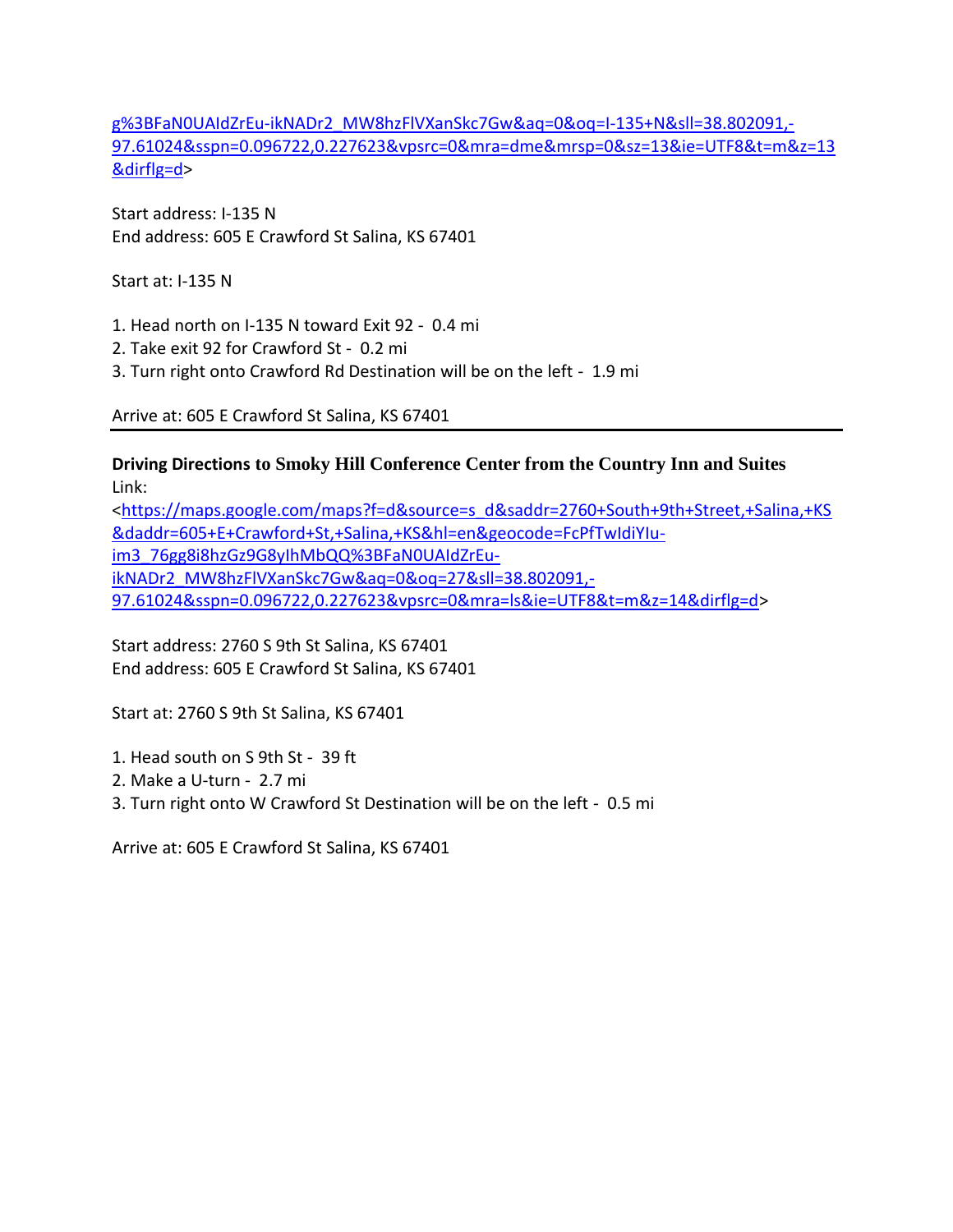g%3BFaN0UAIdZrEu-ikNADr2_MW8hzFlVXanSkc7Gw&aq=0&oq=I-135+N&sll=38.802091,-97.61024&sspn=0.096722,0.227623&vpsrc=0&mra=dme&mrsp=0&sz=13&ie=UTF8&t=m&z=13&dirflg=d>

Start address: I-135 N
End address: 605 E Crawford St Salina, KS 67401

Start at: I-135 N

1. Head north on I-135 N toward Exit 92 - 0.4 mi
2. Take exit 92 for Crawford St - 0.2 mi
3. Turn right onto Crawford Rd Destination will be on the left - 1.9 mi

Arrive at: 605 E Crawford St Salina, KS 67401

---

**Driving Directions to Smoky Hill Conference Center from the Country Inn and Suites**
Link:
<https://maps.google.com/maps?f=d&source=s_d&saddr=2760+South+9th+Street,+Salina,+KS&daddr=605+E+Crawford+St,+Salina,+KS&hl=en&geocode=FcPfTwIdiYIu-im3_76gg8i8hzGz9G8ylhMbQQ%3BFaN0UAIdZrEu-ikNADr2_MW8hzFlVXanSkc7Gw&aq=0&oq=27&sll=38.802091,-97.61024&sspn=0.096722,0.227623&vpsrc=0&mra=ls&ie=UTF8&t=m&z=14&dirflg=d>

Start address: 2760 S 9th St Salina, KS 67401
End address: 605 E Crawford St Salina, KS 67401

Start at: 2760 S 9th St Salina, KS 67401

1. Head south on S 9th St - 39 ft
2. Make a U-turn - 2.7 mi
3. Turn right onto W Crawford St Destination will be on the left - 0.5 mi

Arrive at: 605 E Crawford St Salina, KS 67401